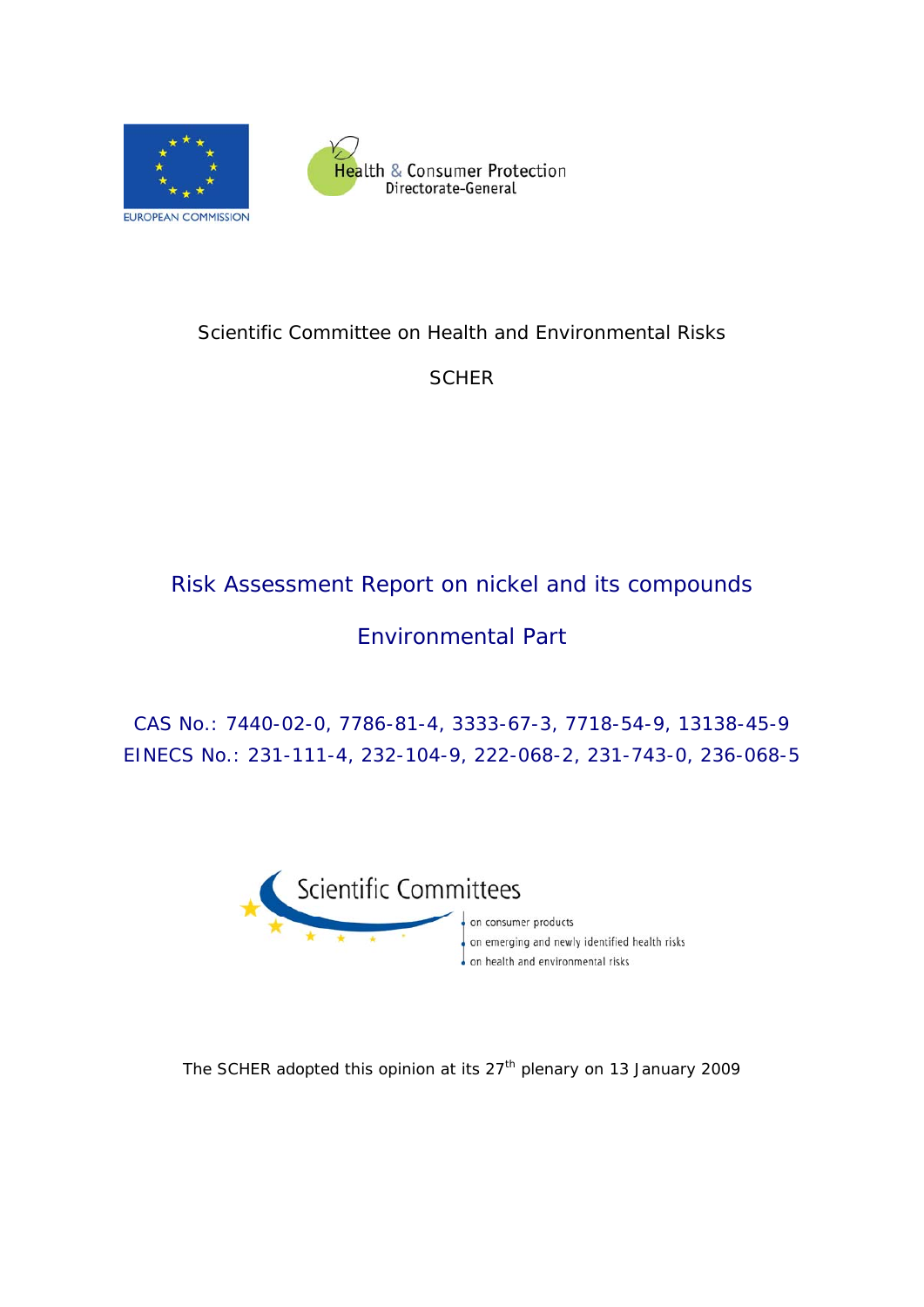EUROPEAN COMMISSION

Health & Consumer Protection
Directorate-General

Scientific Committee on Health and Environmental Risks

SCHER

# Risk Assessment Report on nickel and its compounds

## Environmental Part

CAS No.: 7440-02-0, 7786-81-4, 3333-67-3, 7718-54-9, 13138-45-9
EINECS No.: 231-111-4, 232-104-9, 222-068-2, 231-743-0, 236-068-5

Scientific Committees
- on consumer products
- on emerging and newly identified health risks
- on health and environmental risks

The SCHER adopted this opinion at its 27th plenary on 13 January 2009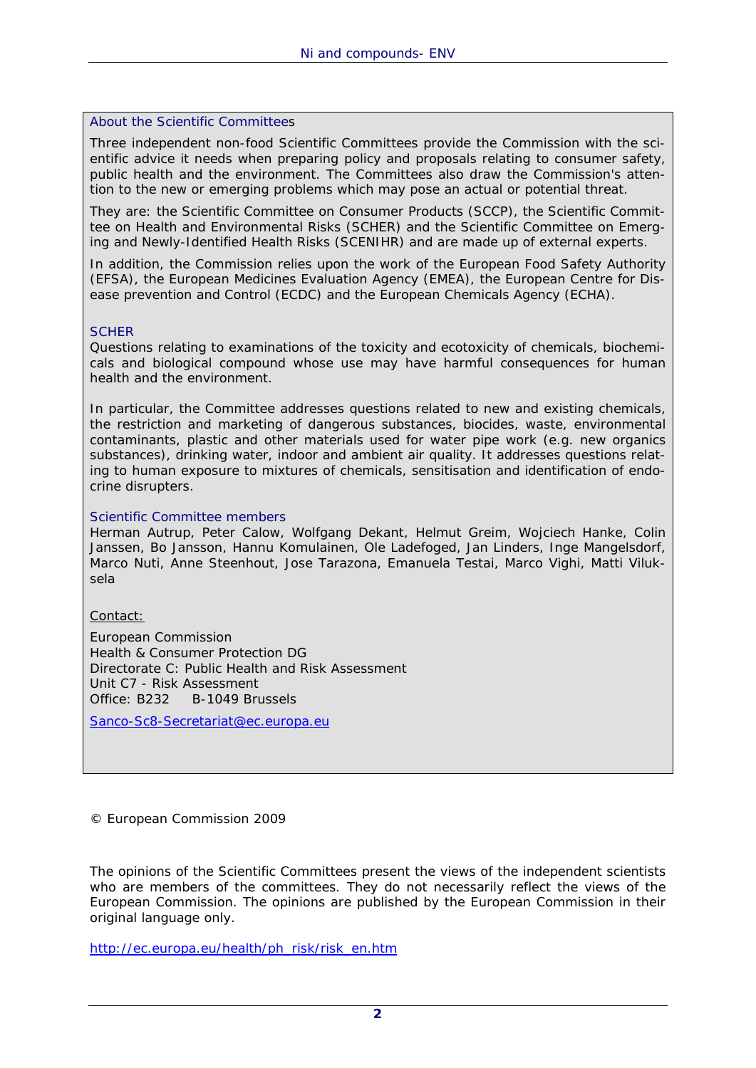## About the Scientific Committees

Three independent non-food Scientific Committees provide the Commission with the scientific advice it needs when preparing policy and proposals relating to consumer safety, public health and the environment. The Committees also draw the Commission's attention to the new or emerging problems which may pose an actual or potential threat.

They are: the Scientific Committee on Consumer Products (SCCP), the Scientific Committee on Health and Environmental Risks (SCHER) and the Scientific Committee on Emerging and Newly-Identified Health Risks (SCENIHR) and are made up of external experts.

In addition, the Commission relies upon the work of the European Food Safety Authority (EFSA), the European Medicines Evaluation Agency (EMEA), the European Centre for Disease prevention and Control (ECDC) and the European Chemicals Agency (ECHA).

## SCHER

Questions relating to examinations of the toxicity and ecotoxicity of chemicals, biochemicals and biological compound whose use may have harmful consequences for human health and the environment.

In particular, the Committee addresses questions related to new and existing chemicals, the restriction and marketing of dangerous substances, biocides, waste, environmental contaminants, plastic and other materials used for water pipe work (e.g. new organics substances), drinking water, indoor and ambient air quality. It addresses questions relating to human exposure to mixtures of chemicals, sensitisation and identification of endocrine disrupters.

## Scientific Committee members

Herman Autrup, Peter Calow, Wolfgang Dekant, Helmut Greim, Wojciech Hanke, Colin Janssen, Bo Jansson, Hannu Komulainen, Ole Ladefoged, Jan Linders, Inge Mangelsdorf, Marco Nuti, Anne Steenhout, Jose Tarazona, Emanuela Testai, Marco Vighi, Matti Viluksela

Contact:

European Commission
Health & Consumer Protection DG
Directorate C: Public Health and Risk Assessment
Unit C7 - Risk Assessment
Office: B232 B-1049 Brussels

Sanco-Sc8-Secretariat@ec.europa.eu

© European Commission 2009

The opinions of the Scientific Committees present the views of the independent scientists who are members of the committees. They do not necessarily reflect the views of the European Commission. The opinions are published by the European Commission in their original language only.

http://ec.europa.eu/health/ph_risk/risk_en.htm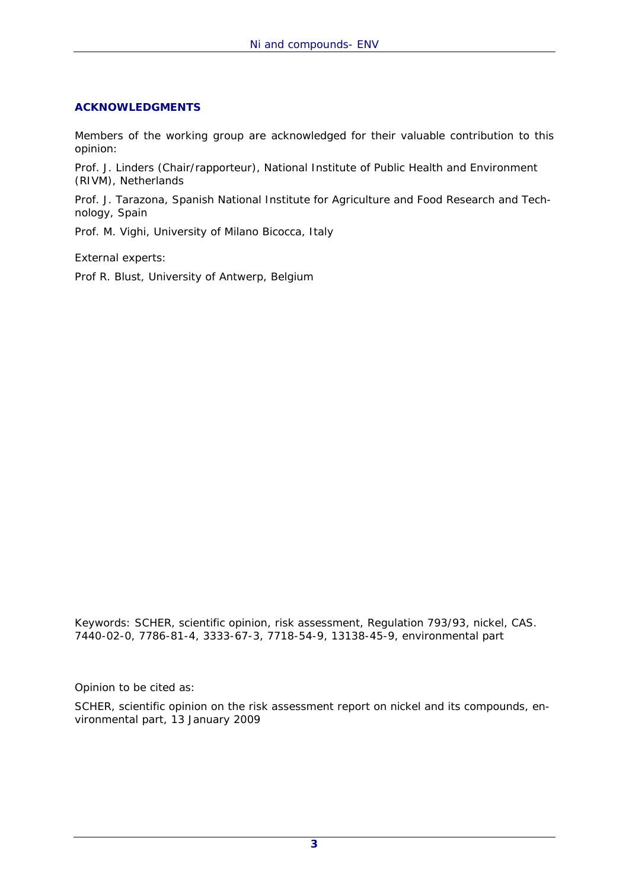## ACKNOWLEDGMENTS

Members of the working group are acknowledged for their valuable contribution to this opinion:

Prof. J. Linders (Chair/rapporteur), National Institute of Public Health and Environment (RIVM), Netherlands

Prof. J. Tarazona, Spanish National Institute for Agriculture and Food Research and Technology, Spain

Prof. M. Vighi, University of Milano Bicocca, Italy

External experts:

Prof R. Blust, University of Antwerp, Belgium

Keywords: SCHER, scientific opinion, risk assessment, Regulation 793/93, nickel, CAS. 7440-02-0, 7786-81-4, 3333-67-3, 7718-54-9, 13138-45-9, environmental part

Opinion to be cited as:

SCHER, scientific opinion on the risk assessment report on nickel and its compounds, environmental part, 13 January 2009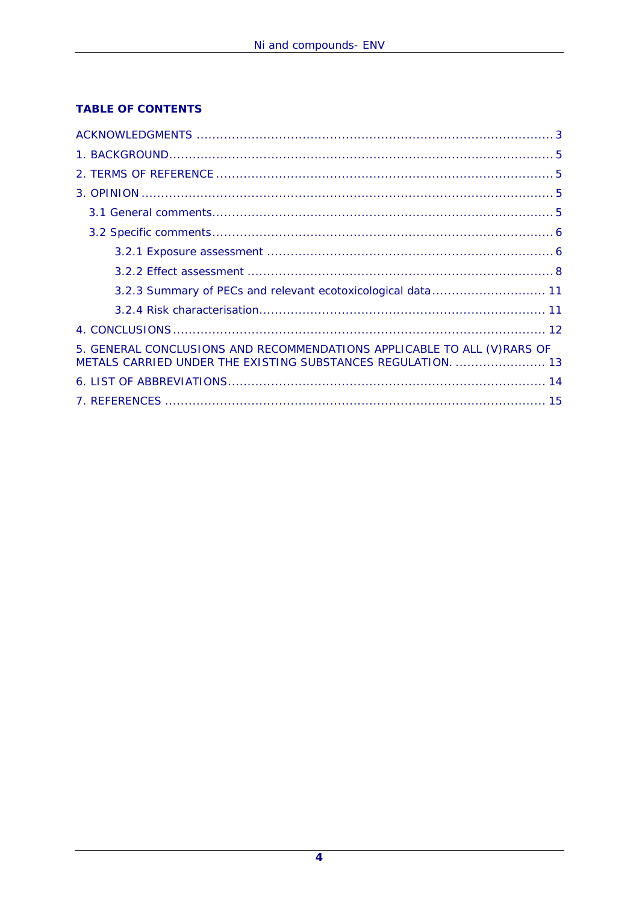**TABLE OF CONTENTS**

ACKNOWLEDGMENTS ........................................................................................... 3

1. BACKGROUND................................................................................................. 5

2. TERMS OF REFERENCE ..................................................................................... 5

3. OPINION ......................................................................................................... 5

  3.1 General comments....................................................................................... 5

  3.2 Specific comments....................................................................................... 6

    3.2.1 Exposure assessment ........................................................................... 6

    3.2.2 Effect assessment ............................................................................... 8

    3.2.3 Summary of PECs and relevant ecotoxicological data............................. 11

    3.2.4 Risk characterisation........................................................................... 11

4. CONCLUSIONS .............................................................................................. 12

5. GENERAL CONCLUSIONS AND RECOMMENDATIONS APPLICABLE TO ALL (V)RARS OF METALS CARRIED UNDER THE EXISTING SUBSTANCES REGULATION. ....................... 13

6. LIST OF ABBREVIATIONS................................................................................ 14

7. REFERENCES ................................................................................................ 15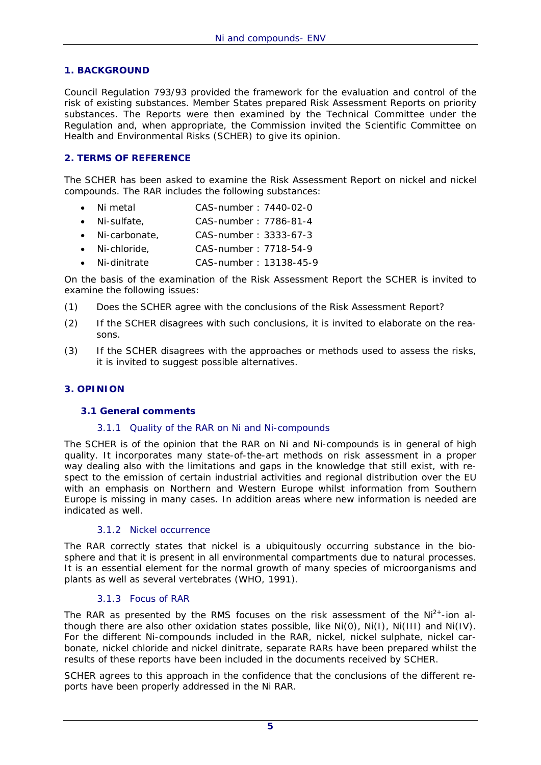## 1. BACKGROUND

Council Regulation 793/93 provided the framework for the evaluation and control of the risk of existing substances. Member States prepared Risk Assessment Reports on priority substances. The Reports were then examined by the Technical Committee under the Regulation and, when appropriate, the Commission invited the Scientific Committee on Health and Environmental Risks (SCHER) to give its opinion.

## 2. TERMS OF REFERENCE

The SCHER has been asked to examine the Risk Assessment Report on nickel and nickel compounds. The RAR includes the following substances:

- Ni metal CAS-number : 7440-02-0
- Ni-sulfate, CAS-number : 7786-81-4
- Ni-carbonate, CAS-number : 3333-67-3
- Ni-chloride, CAS-number : 7718-54-9
- Ni-dinitrate CAS-number : 13138-45-9

On the basis of the examination of the Risk Assessment Report the SCHER is invited to examine the following issues:

(1) Does the SCHER agree with the conclusions of the Risk Assessment Report?

(2) If the SCHER disagrees with such conclusions, it is invited to elaborate on the reasons.

(3) If the SCHER disagrees with the approaches or methods used to assess the risks, it is invited to suggest possible alternatives.

## 3. OPINION

### 3.1 General comments

#### 3.1.1 Quality of the RAR on Ni and Ni-compounds

The SCHER is of the opinion that the RAR on Ni and Ni-compounds is in general of high quality. It incorporates many state-of-the-art methods on risk assessment in a proper way dealing also with the limitations and gaps in the knowledge that still exist, with respect to the emission of certain industrial activities and regional distribution over the EU with an emphasis on Northern and Western Europe whilst information from Southern Europe is missing in many cases. In addition areas where new information is needed are indicated as well.

#### 3.1.2 Nickel occurrence

The RAR correctly states that nickel is a ubiquitously occurring substance in the biosphere and that it is present in all environmental compartments due to natural processes. It is an essential element for the normal growth of many species of microorganisms and plants as well as several vertebrates (WHO, 1991).

#### 3.1.3 Focus of RAR

The RAR as presented by the RMS focuses on the risk assessment of the $Ni^{2+}$-ion although there are also other oxidation states possible, like Ni(0), Ni(I), Ni(III) and Ni(IV). For the different Ni-compounds included in the RAR, nickel, nickel sulphate, nickel carbonate, nickel chloride and nickel dinitrate, separate RARs have been prepared whilst the results of these reports have been included in the documents received by SCHER.

SCHER agrees to this approach in the confidence that the conclusions of the different reports have been properly addressed in the Ni RAR.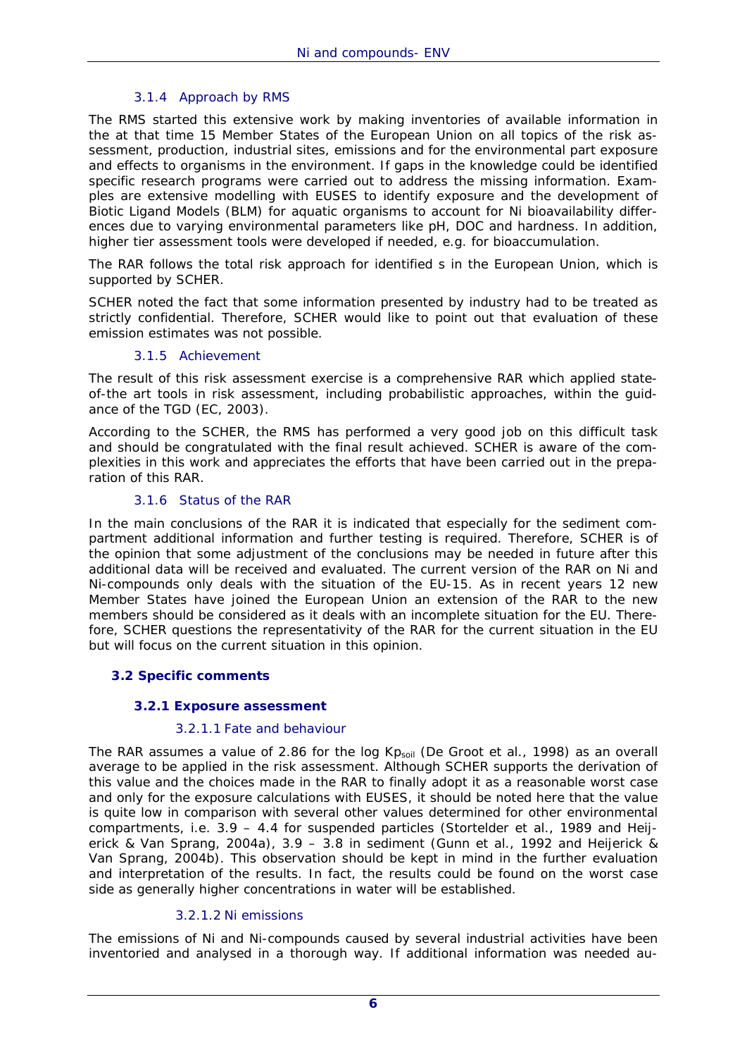### 3.1.4 Approach by RMS

The RMS started this extensive work by making inventories of available information in the at that time 15 Member States of the European Union on all topics of the risk assessment, production, industrial sites, emissions and for the environmental part exposure and effects to organisms in the environment. If gaps in the knowledge could be identified specific research programs were carried out to address the missing information. Examples are extensive modelling with EUSES to identify exposure and the development of Biotic Ligand Models (BLM) for aquatic organisms to account for Ni bioavailability differences due to varying environmental parameters like pH, DOC and hardness. In addition, higher tier assessment tools were developed if needed, e.g. for bioaccumulation.

The RAR follows the total risk approach for identified s in the European Union, which is supported by SCHER.

SCHER noted the fact that some information presented by industry had to be treated as strictly confidential. Therefore, SCHER would like to point out that evaluation of these emission estimates was not possible.

### 3.1.5 Achievement

The result of this risk assessment exercise is a comprehensive RAR which applied state-of-the art tools in risk assessment, including probabilistic approaches, within the guidance of the TGD (EC, 2003).

According to the SCHER, the RMS has performed a very good job on this difficult task and should be congratulated with the final result achieved. SCHER is aware of the complexities in this work and appreciates the efforts that have been carried out in the preparation of this RAR.

### 3.1.6 Status of the RAR

In the main conclusions of the RAR it is indicated that especially for the sediment compartment additional information and further testing is required. Therefore, SCHER is of the opinion that some adjustment of the conclusions may be needed in future after this additional data will be received and evaluated. The current version of the RAR on Ni and Ni-compounds only deals with the situation of the EU-15. As in recent years 12 new Member States have joined the European Union an extension of the RAR to the new members should be considered as it deals with an incomplete situation for the EU. Therefore, SCHER questions the representativity of the RAR for the current situation in the EU but will focus on the current situation in this opinion.

## 3.2 Specific comments

### 3.2.1 Exposure assessment

#### 3.2.1.1 Fate and behaviour

The RAR assumes a value of 2.86 for the log $Kp_{soil}$ (De Groot et al., 1998) as an overall average to be applied in the risk assessment. Although SCHER supports the derivation of this value and the choices made in the RAR to finally adopt it as a reasonable worst case and only for the exposure calculations with EUSES, it should be noted here that the value is quite low in comparison with several other values determined for other environmental compartments, i.e. 3.9 – 4.4 for suspended particles (Stortelder et al., 1989 and Heijerick & Van Sprang, 2004a), 3.9 – 3.8 in sediment (Gunn et al., 1992 and Heijerick & Van Sprang, 2004b). This observation should be kept in mind in the further evaluation and interpretation of the results. In fact, the results could be found on the worst case side as generally higher concentrations in water will be established.

#### 3.2.1.2 Ni emissions

The emissions of Ni and Ni-compounds caused by several industrial activities have been inventoried and analysed in a thorough way. If additional information was needed au-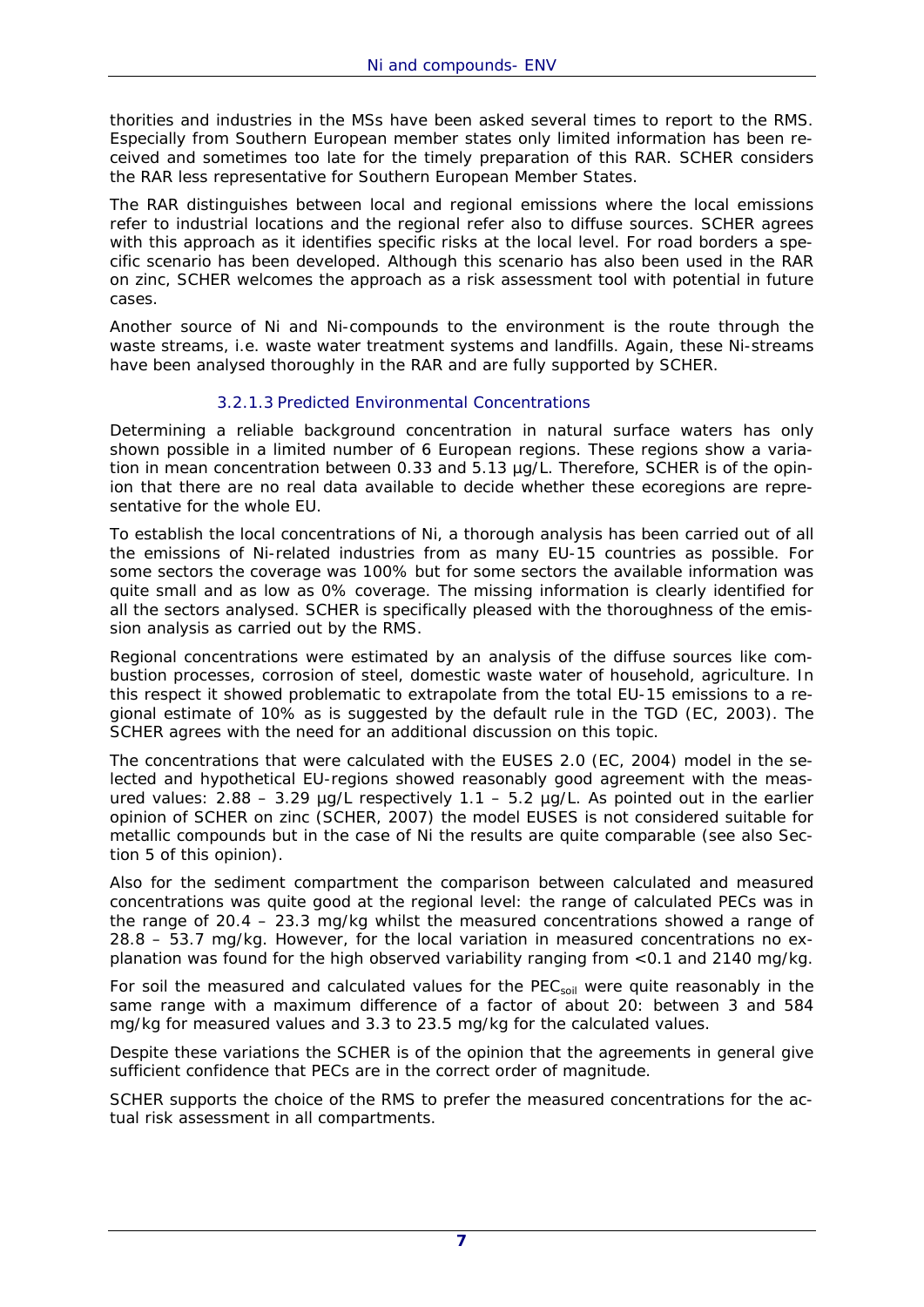thorities and industries in the MSs have been asked several times to report to the RMS. Especially from Southern European member states only limited information has been received and sometimes too late for the timely preparation of this RAR. SCHER considers the RAR less representative for Southern European Member States.

The RAR distinguishes between local and regional emissions where the local emissions refer to industrial locations and the regional refer also to diffuse sources. SCHER agrees with this approach as it identifies specific risks at the local level. For road borders a specific scenario has been developed. Although this scenario has also been used in the RAR on zinc, SCHER welcomes the approach as a risk assessment tool with potential in future cases.

Another source of Ni and Ni-compounds to the environment is the route through the waste streams, i.e. waste water treatment systems and landfills. Again, these Ni-streams have been analysed thoroughly in the RAR and are fully supported by SCHER.

#### 3.2.1.3 Predicted Environmental Concentrations

Determining a reliable background concentration in natural surface waters has only shown possible in a limited number of 6 European regions. These regions show a variation in mean concentration between 0.33 and 5.13 µg/L. Therefore, SCHER is of the opinion that there are no real data available to decide whether these ecoregions are representative for the whole EU.

To establish the local concentrations of Ni, a thorough analysis has been carried out of all the emissions of Ni-related industries from as many EU-15 countries as possible. For some sectors the coverage was 100% but for some sectors the available information was quite small and as low as 0% coverage. The missing information is clearly identified for all the sectors analysed. SCHER is specifically pleased with the thoroughness of the emission analysis as carried out by the RMS.

Regional concentrations were estimated by an analysis of the diffuse sources like combustion processes, corrosion of steel, domestic waste water of household, agriculture. In this respect it showed problematic to extrapolate from the total EU-15 emissions to a regional estimate of 10% as is suggested by the default rule in the TGD (EC, 2003). The SCHER agrees with the need for an additional discussion on this topic.

The concentrations that were calculated with the EUSES 2.0 (EC, 2004) model in the selected and hypothetical EU-regions showed reasonably good agreement with the measured values: 2.88 – 3.29 µg/L respectively 1.1 – 5.2 µg/L. As pointed out in the earlier opinion of SCHER on zinc (SCHER, 2007) the model EUSES is not considered suitable for metallic compounds but in the case of Ni the results are quite comparable (see also Section 5 of this opinion).

Also for the sediment compartment the comparison between calculated and measured concentrations was quite good at the regional level: the range of calculated PECs was in the range of 20.4 – 23.3 mg/kg whilst the measured concentrations showed a range of 28.8 – 53.7 mg/kg. However, for the local variation in measured concentrations no explanation was found for the high observed variability ranging from <0.1 and 2140 mg/kg.

For soil the measured and calculated values for the $PEC_{soil}$ were quite reasonably in the same range with a maximum difference of a factor of about 20: between 3 and 584 mg/kg for measured values and 3.3 to 23.5 mg/kg for the calculated values.

Despite these variations the SCHER is of the opinion that the agreements in general give sufficient confidence that PECs are in the correct order of magnitude.

SCHER supports the choice of the RMS to prefer the measured concentrations for the actual risk assessment in all compartments.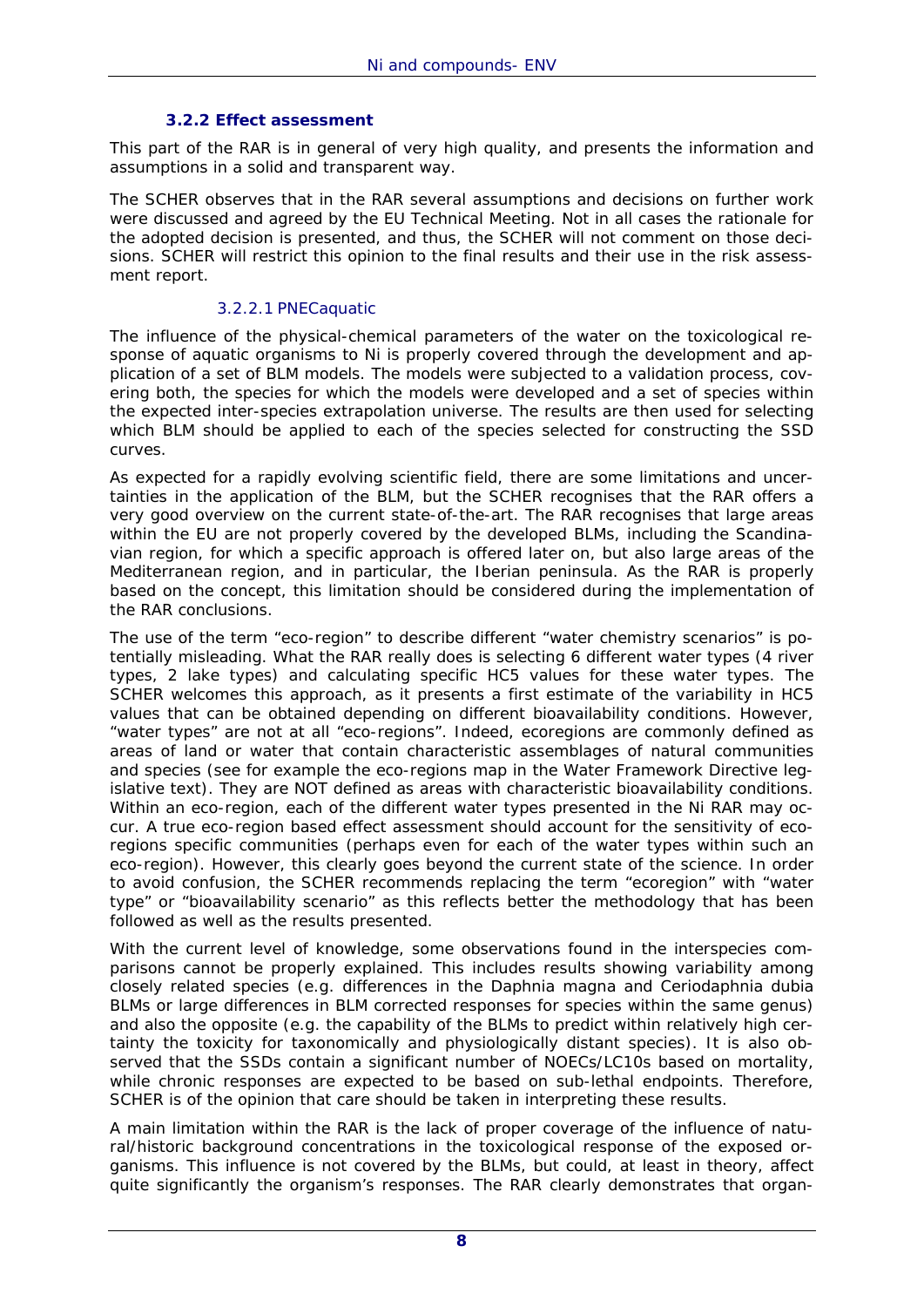### 3.2.2 Effect assessment

This part of the RAR is in general of very high quality, and presents the information and assumptions in a solid and transparent way.

The SCHER observes that in the RAR several assumptions and decisions on further work were discussed and agreed by the EU Technical Meeting. Not in all cases the rationale for the adopted decision is presented, and thus, the SCHER will not comment on those decisions. SCHER will restrict this opinion to the final results and their use in the risk assessment report.

#### 3.2.2.1 PNECaquatic

The influence of the physical-chemical parameters of the water on the toxicological response of aquatic organisms to Ni is properly covered through the development and application of a set of BLM models. The models were subjected to a validation process, covering both, the species for which the models were developed and a set of species within the expected inter-species extrapolation universe. The results are then used for selecting which BLM should be applied to each of the species selected for constructing the SSD curves.

As expected for a rapidly evolving scientific field, there are some limitations and uncertainties in the application of the BLM, but the SCHER recognises that the RAR offers a very good overview on the current state-of-the-art. The RAR recognises that large areas within the EU are not properly covered by the developed BLMs, including the Scandinavian region, for which a specific approach is offered later on, but also large areas of the Mediterranean region, and in particular, the Iberian peninsula. As the RAR is properly based on the concept, this limitation should be considered during the implementation of the RAR conclusions.

The use of the term "eco-region" to describe different "water chemistry scenarios" is potentially misleading. What the RAR really does is selecting 6 different water types (4 river types, 2 lake types) and calculating specific HC5 values for these water types. The SCHER welcomes this approach, as it presents a first estimate of the variability in HC5 values that can be obtained depending on different bioavailability conditions. However, "water types" are not at all "eco-regions". Indeed, ecoregions are commonly defined as areas of land or water that contain characteristic assemblages of natural communities and species (see for example the eco-regions map in the Water Framework Directive legislative text). They are NOT defined as areas with characteristic bioavailability conditions. Within an eco-region, each of the different water types presented in the Ni RAR may occur. A true eco-region based effect assessment should account for the sensitivity of eco-regions specific communities (perhaps even for each of the water types within such an eco-region). However, this clearly goes beyond the current state of the science. In order to avoid confusion, the SCHER recommends replacing the term "ecoregion" with "water type" or "bioavailability scenario" as this reflects better the methodology that has been followed as well as the results presented.

With the current level of knowledge, some observations found in the interspecies comparisons cannot be properly explained. This includes results showing variability among closely related species (e.g. differences in the Daphnia magna and Ceriodaphnia dubia BLMs or large differences in BLM corrected responses for species within the same genus) and also the opposite (e.g. the capability of the BLMs to predict within relatively high certainty the toxicity for taxonomically and physiologically distant species). It is also observed that the SSDs contain a significant number of NOECs/LC10s based on mortality, while chronic responses are expected to be based on sub-lethal endpoints. Therefore, SCHER is of the opinion that care should be taken in interpreting these results.

A main limitation within the RAR is the lack of proper coverage of the influence of natural/historic background concentrations in the toxicological response of the exposed organisms. This influence is not covered by the BLMs, but could, at least in theory, affect quite significantly the organism's responses. The RAR clearly demonstrates that organ-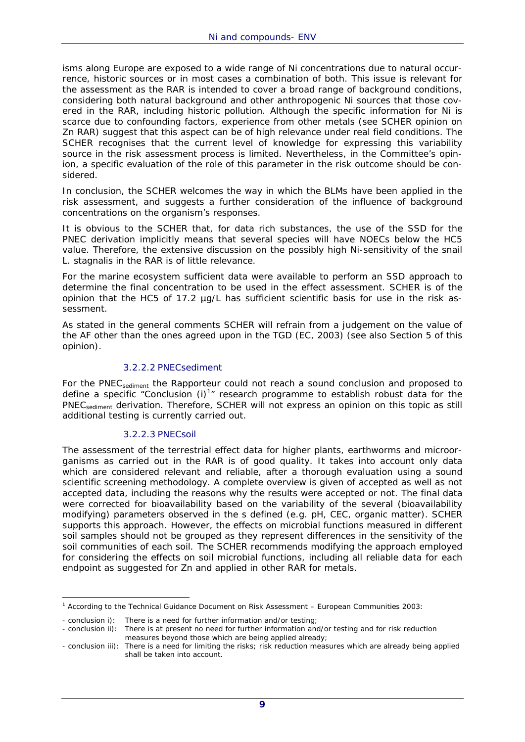isms along Europe are exposed to a wide range of Ni concentrations due to natural occurrence, historic sources or in most cases a combination of both. This issue is relevant for the assessment as the RAR is intended to cover a broad range of background conditions, considering both natural background and other anthropogenic Ni sources that those covered in the RAR, including historic pollution. Although the specific information for Ni is scarce due to confounding factors, experience from other metals (see SCHER opinion on Zn RAR) suggest that this aspect can be of high relevance under real field conditions. The SCHER recognises that the current level of knowledge for expressing this variability source in the risk assessment process is limited. Nevertheless, in the Committee's opinion, a specific evaluation of the role of this parameter in the risk outcome should be considered.

In conclusion, the SCHER welcomes the way in which the BLMs have been applied in the risk assessment, and suggests a further consideration of the influence of background concentrations on the organism's responses.

It is obvious to the SCHER that, for data rich substances, the use of the SSD for the PNEC derivation implicitly means that several species will have NOECs below the HC5 value. Therefore, the extensive discussion on the possibly high Ni-sensitivity of the snail *L. stagnalis* in the RAR is of little relevance.

For the marine ecosystem sufficient data were available to perform an SSD approach to determine the final concentration to be used in the effect assessment. SCHER is of the opinion that the HC5 of 17.2 µg/L has sufficient scientific basis for use in the risk assessment.

As stated in the general comments SCHER will refrain from a judgement on the value of the AF other than the ones agreed upon in the TGD (EC, 2003) (see also Section 5 of this opinion).

#### 3.2.2.2 PNECsediment

For the $PNEC_{sediment}$ the Rapporteur could not reach a sound conclusion and proposed to define a specific "Conclusion (i)[1]" research programme to establish robust data for the $PNEC_{sediment}$ derivation. Therefore, SCHER will not express an opinion on this topic as still additional testing is currently carried out.

#### 3.2.2.3 PNECsoil

The assessment of the terrestrial effect data for higher plants, earthworms and microorganisms as carried out in the RAR is of good quality. It takes into account only data which are considered relevant and reliable, after a thorough evaluation using a sound scientific screening methodology. A complete overview is given of accepted as well as not accepted data, including the reasons why the results were accepted or not. The final data were corrected for bioavailability based on the variability of the several (bioavailability modifying) parameters observed in the s defined (e.g. pH, CEC, organic matter). SCHER supports this approach. However, the effects on microbial functions measured in different soil samples should not be grouped as they represent differences in the sensitivity of the soil communities of each soil. The SCHER recommends modifying the approach employed for considering the effects on soil microbial functions, including all reliable data for each endpoint as suggested for Zn and applied in other RAR for metals.

---

[1] According to the Technical Guidance Document on Risk Assessment – European Communities 2003:

- conclusion i): There is a need for further information and/or testing;
- conclusion ii): There is at present no need for further information and/or testing and for risk reduction measures beyond those which are being applied already;
- conclusion iii): There is a need for limiting the risks; risk reduction measures which are already being applied shall be taken into account.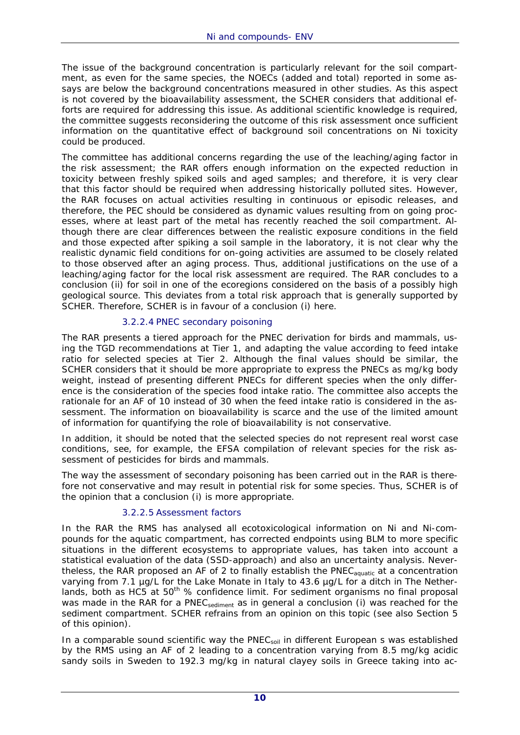The issue of the background concentration is particularly relevant for the soil compartment, as even for the same species, the NOECs (added and total) reported in some assays are below the background concentrations measured in other studies. As this aspect is not covered by the bioavailability assessment, the SCHER considers that additional efforts are required for addressing this issue. As additional scientific knowledge is required, the committee suggests reconsidering the outcome of this risk assessment once sufficient information on the quantitative effect of background soil concentrations on Ni toxicity could be produced.

The committee has additional concerns regarding the use of the leaching/aging factor in the risk assessment; the RAR offers enough information on the expected reduction in toxicity between freshly spiked soils and aged samples; and therefore, it is very clear that this factor should be required when addressing historically polluted sites. However, the RAR focuses on actual activities resulting in continuous or episodic releases, and therefore, the PEC should be considered as dynamic values resulting from on going processes, where at least part of the metal has recently reached the soil compartment. Although there are clear differences between the realistic exposure conditions in the field and those expected after spiking a soil sample in the laboratory, it is not clear why the realistic dynamic field conditions for on-going activities are assumed to be closely related to those observed after an aging process. Thus, additional justifications on the use of a leaching/aging factor for the local risk assessment are required. The RAR concludes to a conclusion (ii) for soil in one of the ecoregions considered on the basis of a possibly high geological source. This deviates from a total risk approach that is generally supported by SCHER. Therefore, SCHER is in favour of a conclusion (i) here.

#### 3.2.2.4 PNEC secondary poisoning

The RAR presents a tiered approach for the PNEC derivation for birds and mammals, using the TGD recommendations at Tier 1, and adapting the value according to feed intake ratio for selected species at Tier 2. Although the final values should be similar, the SCHER considers that it should be more appropriate to express the PNECs as mg/kg body weight, instead of presenting different PNECs for different species when the only difference is the consideration of the species food intake ratio. The committee also accepts the rationale for an AF of 10 instead of 30 when the feed intake ratio is considered in the assessment. The information on bioavailability is scarce and the use of the limited amount of information for quantifying the role of bioavailability is not conservative.

In addition, it should be noted that the selected species do not represent real worst case conditions, see, for example, the EFSA compilation of relevant species for the risk assessment of pesticides for birds and mammals.

The way the assessment of secondary poisoning has been carried out in the RAR is therefore not conservative and may result in potential risk for some species. Thus, SCHER is of the opinion that a conclusion (i) is more appropriate.

#### 3.2.2.5 Assessment factors

In the RAR the RMS has analysed all ecotoxicological information on Ni and Ni-compounds for the aquatic compartment, has corrected endpoints using BLM to more specific situations in the different ecosystems to appropriate values, has taken into account a statistical evaluation of the data (SSD-approach) and also an uncertainty analysis. Nevertheless, the RAR proposed an AF of 2 to finally establish the $PNEC_{aquatic}$ at a concentration varying from 7.1 µg/L for the Lake Monate limit in Italy to 43.6 µg/L for a ditch in The Netherlands, both as HC5 at $50^{th}$ % confidence limit. For sediment organisms no final proposal was made in the RAR for a $PNEC_{sediment}$ as in general a conclusion (i) was reached for the sediment compartment. SCHER refrains from an opinion on this topic (see also Section 5 of this opinion).

In a comparable sound scientific way the $PNEC_{soil}$ in different European s was established by the RMS using an AF of 2 leading to a concentration varying from 8.5 mg/kg acidic sandy soils in Sweden to 192.3 mg/kg in natural clayey soils in Greece taking into ac-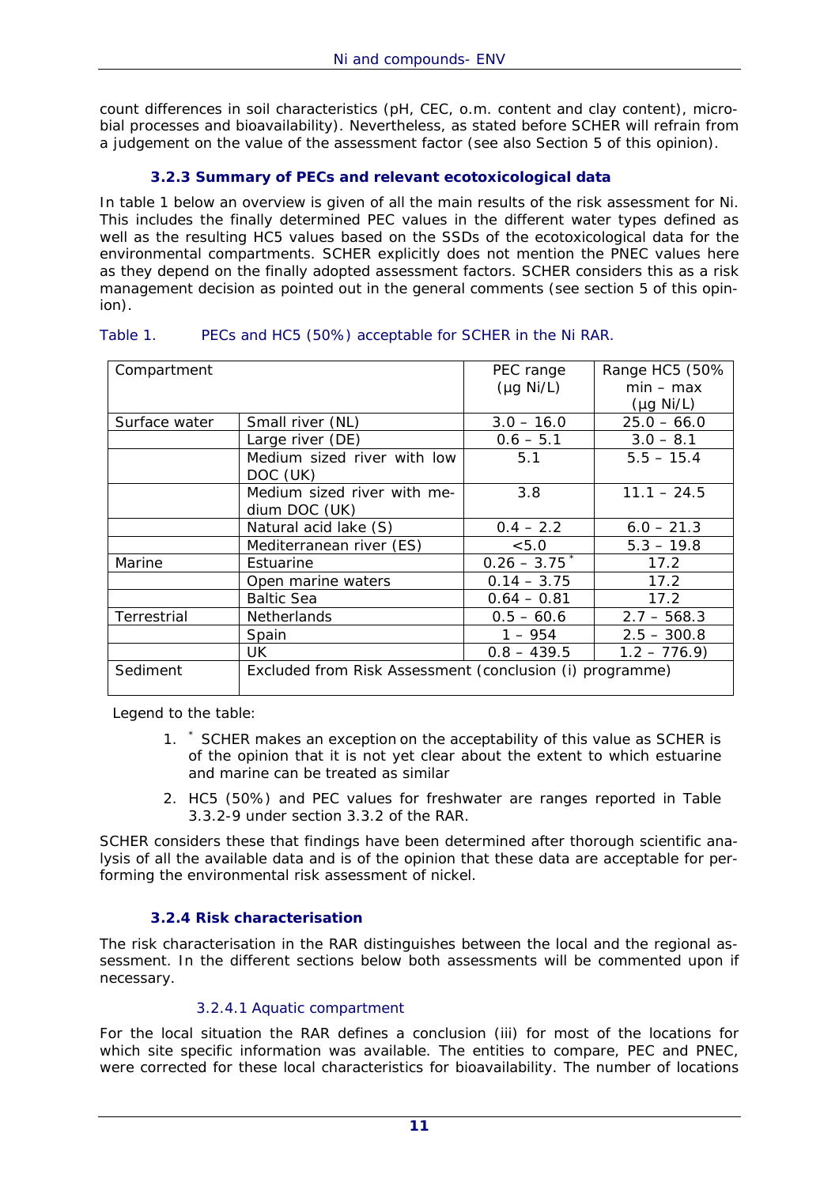count differences in soil characteristics (pH, CEC, o.m. content and clay content), microbial processes and bioavailability). Nevertheless, as stated before SCHER will refrain from a judgement on the value of the assessment factor (see also Section 5 of this opinion).

### 3.2.3 Summary of PECs and relevant ecotoxicological data

In table 1 below an overview is given of all the main results of the risk assessment for Ni. This includes the finally determined PEC values in the different water types defined as well as the resulting HC5 values based on the SSDs of the ecotoxicological data for the environmental compartments. SCHER explicitly does not mention the PNEC values here as they depend on the finally adopted assessment factors. SCHER considers this as a risk management decision as pointed out in the general comments (see section 5 of this opinion).

Table 1. PECs and HC5 (50%) acceptable for SCHER in the Ni RAR.

| Compartment | | PEC range (µg Ni/L) | Range HC5 (50% min – max (µg Ni/L) |
|---|---|---|---|
| Surface water | Small river (NL) | 3.0 – 16.0 | 25.0 – 66.0 |
| | Large river (DE) | 0.6 – 5.1 | 3.0 – 8.1 |
| | Medium sized river with low DOC (UK) | 5.1 | 5.5 – 15.4 |
| | Medium sized river with medium DOC (UK) | 3.8 | 11.1 – 24.5 |
| | Natural acid lake (S) | 0.4 – 2.2 | 6.0 – 21.3 |
| | Mediterranean river (ES) | <5.0 | 5.3 – 19.8 |
| Marine | Estuarine | 0.26 – 3.75 * | 17.2 |
| | Open marine waters | 0.14 – 3.75 | 17.2 |
| | Baltic Sea | 0.64 – 0.81 | 17.2 |
| Terrestrial | Netherlands | 0.5 – 60.6 | 2.7 – 568.3 |
| | Spain | 1 – 954 | 2.5 – 300.8 |
| | UK | 0.8 – 439.5 | 1.2 – 776.9) |
| Sediment | Excluded from Risk Assessment (conclusion (i) programme) | | |

Legend to the table:

1. * SCHER makes an exception on the acceptability of this value as SCHER is of the opinion that it is not yet clear about the extent to which estuarine and marine can be treated as similar
2. HC5 (50%) and PEC values for freshwater are ranges reported in Table 3.3.2-9 under section 3.3.2 of the RAR.

SCHER considers these that findings have been determined after thorough scientific analysis of all the available data and is of the opinion that these data are acceptable for performing the environmental risk assessment of nickel.

### 3.2.4 Risk characterisation

The risk characterisation in the RAR distinguishes between the local and the regional assessment. In the different sections below both assessments will be commented upon if necessary.

#### 3.2.4.1 Aquatic compartment

For the local situation the RAR defines a conclusion (iii) for most of the locations for which site specific information was available. The entities to compare, PEC and PNEC, were corrected for these local characteristics for bioavailability. The number of locations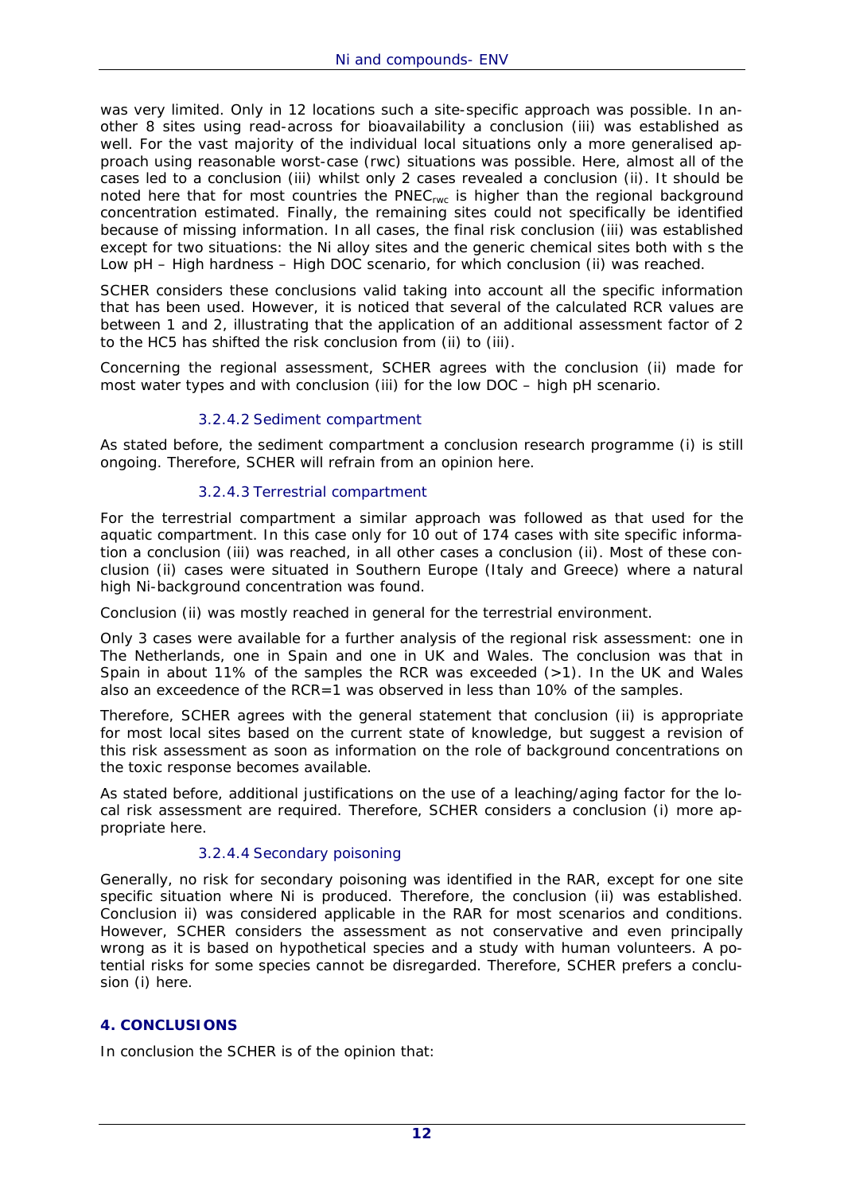was very limited. Only in 12 locations such a site-specific approach was possible. In another 8 sites using read-across for bioavailability a conclusion (iii) was established as well. For the vast majority of the individual local situations only a more generalised approach using reasonable worst-case (rwc) situations was possible. Here, almost all of the cases led to a conclusion (iii) whilst only 2 cases revealed a conclusion (ii). It should be noted here that for most countries the $PNEC_{rwc}$ is higher than the regional background concentration estimated. Finally, the remaining sites could not specifically be identified because of missing information. In all cases, the final risk conclusion (iii) was established except for two situations: the Ni alloy sites and the generic chemical sites both with s the Low pH – High hardness – High DOC scenario, for which conclusion (ii) was reached.

SCHER considers these conclusions valid taking into account all the specific information that has been used. However, it is noticed that several of the calculated RCR values are between 1 and 2, illustrating that the application of an additional assessment factor of 2 to the HC5 has shifted the risk conclusion from (ii) to (iii).

Concerning the regional assessment, SCHER agrees with the conclusion (ii) made for most water types and with conclusion (iii) for the low DOC – high pH scenario.

#### 3.2.4.2 Sediment compartment

As stated before, the sediment compartment a conclusion research programme (i) is still ongoing. Therefore, SCHER will refrain from an opinion here.

#### 3.2.4.3 Terrestrial compartment

For the terrestrial compartment a similar approach was followed as that used for the aquatic compartment. In this case only for 10 out of 174 cases with site specific information a conclusion (iii) was reached, in all other cases a conclusion (ii). Most of these conclusion (ii) cases were situated in Southern Europe (Italy and Greece) where a natural high Ni-background concentration was found.

Conclusion (ii) was mostly reached in general for the terrestrial environment.

Only 3 cases were available for a further analysis of the regional risk assessment: one in The Netherlands, one in Spain and one in UK and Wales. The conclusion was that in Spain in about 11% of the samples the RCR was exceeded (>1). In the UK and Wales also an exceedence of the RCR=1 was observed in less than 10% of the samples.

Therefore, SCHER agrees with the general statement that conclusion (ii) is appropriate for most local sites based on the current state of knowledge, but suggest a revision of this risk assessment as soon as information on the role of background concentrations on the toxic response becomes available.

As stated before, additional justifications on the use of a leaching/aging factor for the local risk assessment are required. Therefore, SCHER considers a conclusion (i) more appropriate here.

#### 3.2.4.4 Secondary poisoning

Generally, no risk for secondary poisoning was identified in the RAR, except for one site specific situation where Ni is produced. Therefore, the conclusion (ii) was established. Conclusion ii) was considered applicable in the RAR for most scenarios and conditions. However, SCHER considers the assessment as not conservative and even principally wrong as it is based on hypothetical species and a study with human volunteers. A potential risks for some species cannot be disregarded. Therefore, SCHER prefers a conclusion (i) here.

## 4. CONCLUSIONS

In conclusion the SCHER is of the opinion that: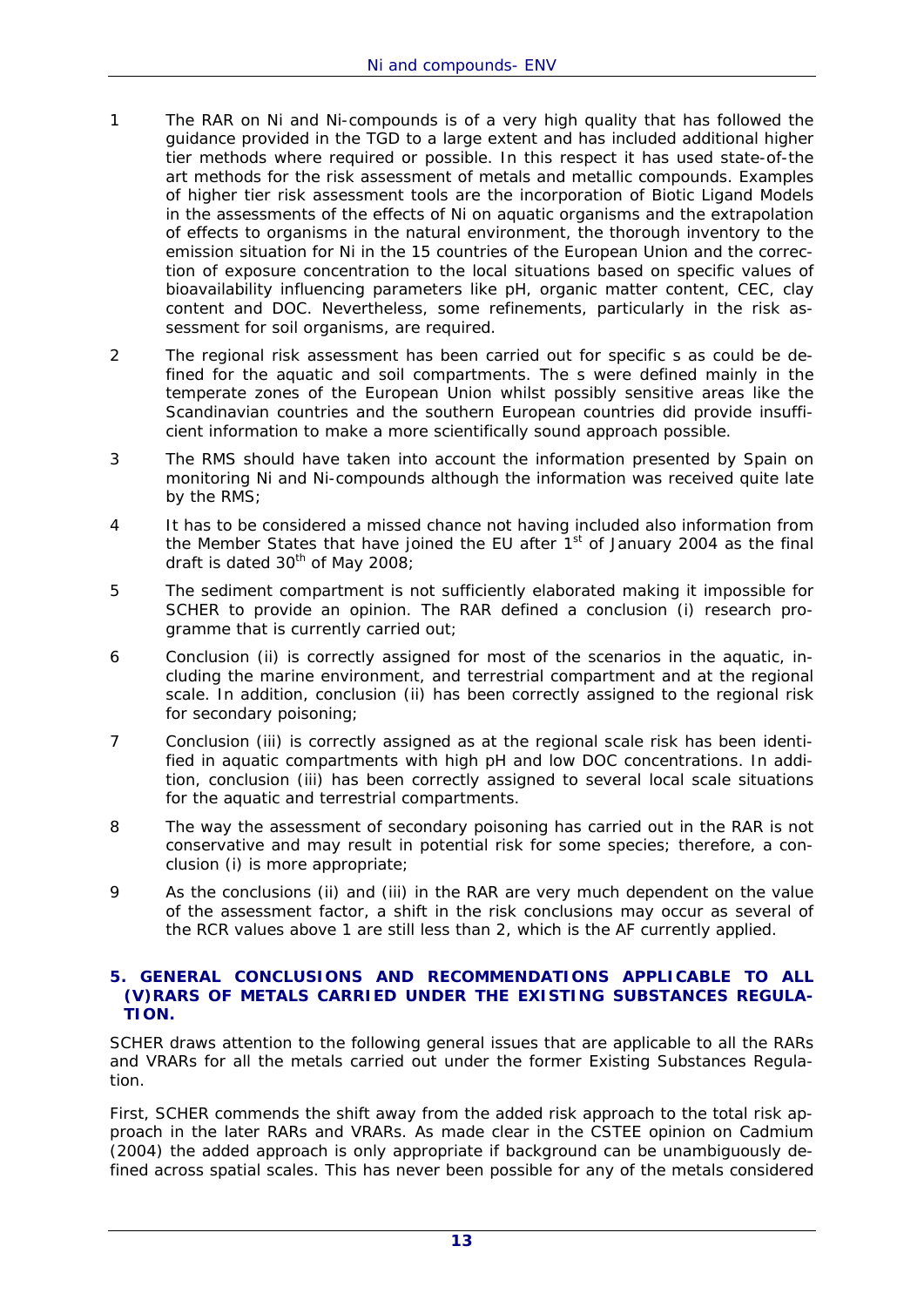1. The RAR on Ni and Ni-compounds is of a very high quality that has followed the guidance provided in the TGD to a large extent and has included additional higher tier methods where required or possible. In this respect it has used state-of-the art methods for the risk assessment of metals and metallic compounds. Examples of higher tier risk assessment tools are the incorporation of Biotic Ligand Models in the assessments of the effects of Ni on aquatic organisms and the extrapolation of effects to organisms in the natural environment, the thorough inventory to the emission situation for Ni in the 15 countries of the European Union and the correction of exposure concentration to the local situations based on specific values of bioavailability influencing parameters like pH, organic matter content, CEC, clay content and DOC. Nevertheless, some refinements, particularly in the risk assessment for soil organisms, are required.

2. The regional risk assessment has been carried out for specific s as could be defined for the aquatic and soil compartments. The s were defined mainly in the temperate zones of the European Union whilst possibly sensitive areas like the Scandinavian countries and the southern European countries did provide insufficient information to make a more scientifically sound approach possible.

3. The RMS should have taken into account the information presented by Spain on monitoring Ni and Ni-compounds although the information was received quite late by the RMS;

4. It has to be considered a missed chance not having included also information from the Member States that have joined the EU after 1st of January 2004 as the final draft is dated 30th of May 2008;

5. The sediment compartment is not sufficiently elaborated making it impossible for SCHER to provide an opinion. The RAR defined a conclusion (i) research programme that is currently carried out;

6. Conclusion (ii) is correctly assigned for most of the scenarios in the aquatic, including the marine environment, and terrestrial compartment and at the regional scale. In addition, conclusion (ii) has been correctly assigned to the regional risk for secondary poisoning;

7. Conclusion (iii) is correctly assigned as at the regional scale risk has been identified in aquatic compartments with high pH and low DOC concentrations. In addition, conclusion (iii) has been correctly assigned to several local scale situations for the aquatic and terrestrial compartments.

8. The way the assessment of secondary poisoning has carried out in the RAR is not conservative and may result in potential risk for some species; therefore, a conclusion (i) is more appropriate;

9. As the conclusions (ii) and (iii) in the RAR are very much dependent on the value of the assessment factor, a shift in the risk conclusions may occur as several of the RCR values above 1 are still less than 2, which is the AF currently applied.

## 5. GENERAL CONCLUSIONS AND RECOMMENDATIONS APPLICABLE TO ALL (V)RARS OF METALS CARRIED UNDER THE EXISTING SUBSTANCES REGULATION.

SCHER draws attention to the following general issues that are applicable to all the RARs and VRARs for all the metals carried out under the former Existing Substances Regulation.

First, SCHER commends the shift away from the added risk approach to the total risk approach in the later RARs and VRARs. As made clear in the CSTEE opinion on Cadmium (2004) the added approach is only appropriate if background can be unambiguously defined across spatial scales. This has never been possible for any of the metals considered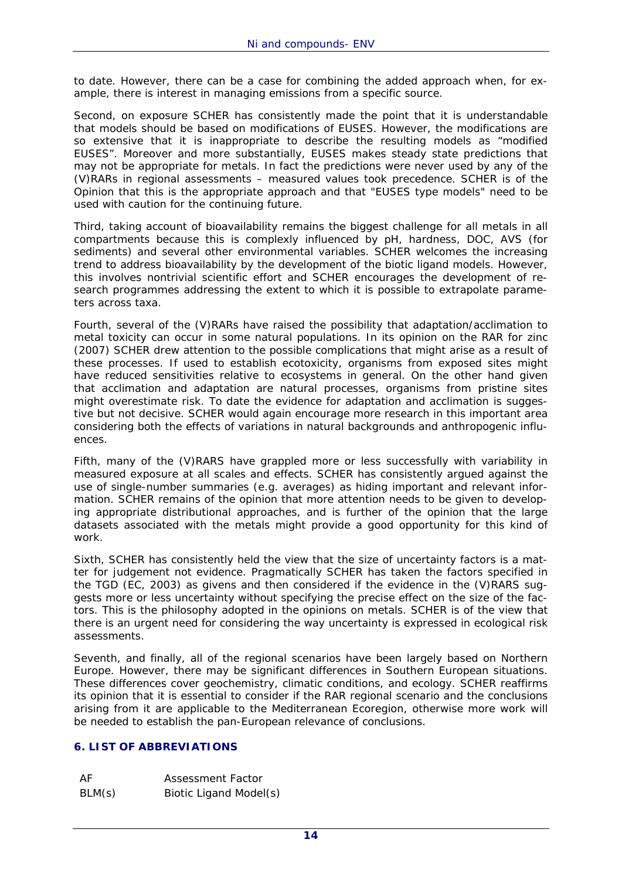to date. However, there can be a case for combining the added approach when, for example, there is interest in managing emissions from a specific source.

Second, on exposure SCHER has consistently made the point that it is understandable that models should be based on modifications of EUSES. However, the modifications are so extensive that it is inappropriate to describe the resulting models as "modified EUSES". Moreover and more substantially, EUSES makes steady state predictions that may not be appropriate for metals. In fact the predictions were never used by any of the (V)RARs in regional assessments – measured values took precedence. SCHER is of the Opinion that this is the appropriate approach and that "EUSES type models" need to be used with caution for the continuing future.

Third, taking account of bioavailability remains the biggest challenge for all metals in all compartments because this is complexly influenced by pH, hardness, DOC, AVS (for sediments) and several other environmental variables. SCHER welcomes the increasing trend to address bioavailability by the development of the biotic ligand models. However, this involves nontrivial scientific effort and SCHER encourages the development of research programmes addressing the extent to which it is possible to extrapolate parameters across taxa.

Fourth, several of the (V)RARs have raised the possibility that adaptation/acclimation to metal toxicity can occur in some natural populations. In its opinion on the RAR for zinc (2007) SCHER drew attention to the possible complications that might arise as a result of these processes. If used to establish ecotoxicity, organisms from exposed sites might have reduced sensitivities relative to ecosystems in general. On the other hand given that acclimation and adaptation are natural processes, organisms from pristine sites might overestimate risk. To date the evidence for adaptation and acclimation is suggestive but not decisive. SCHER would again encourage more research in this important area considering both the effects of variations in natural backgrounds and anthropogenic influences.

Fifth, many of the (V)RARS have grappled more or less successfully with variability in measured exposure at all scales and effects. SCHER has consistently argued against the use of single-number summaries (e.g. averages) as hiding important and relevant information. SCHER remains of the opinion that more attention needs to be given to developing appropriate distributional approaches, and is further of the opinion that the large datasets associated with the metals might provide a good opportunity for this kind of work.

Sixth, SCHER has consistently held the view that the size of uncertainty factors is a matter for judgement not evidence. Pragmatically SCHER has taken the factors specified in the TGD (EC, 2003) as givens and then considered if the evidence in the (V)RARS suggests more or less uncertainty without specifying the precise effect on the size of the factors. This is the philosophy adopted in the opinions on metals. SCHER is of the view that there is an urgent need for considering the way uncertainty is expressed in ecological risk assessments.

Seventh, and finally, all of the regional scenarios have been largely based on Northern Europe. However, there may be significant differences in Southern European situations. These differences cover geochemistry, climatic conditions, and ecology. SCHER reaffirms its opinion that it is essential to consider if the RAR regional scenario and the conclusions arising from it are applicable to the Mediterranean Ecoregion, otherwise more work will be needed to establish the pan-European relevance of conclusions.

## 6. LIST OF ABBREVIATIONS

| | |
|---|---|
| AF | Assessment Factor |
| BLM(s) | Biotic Ligand Model(s) |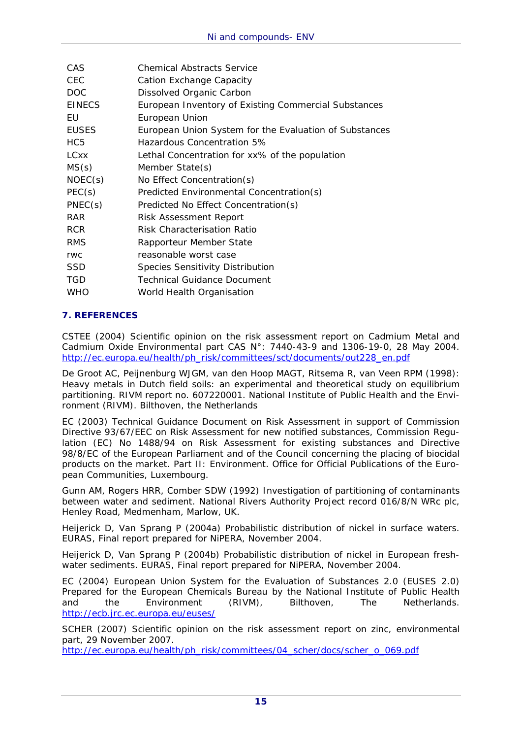| | |
|---|---|
| CAS | Chemical Abstracts Service |
| CEC | Cation Exchange Capacity |
| DOC | Dissolved Organic Carbon |
| EINECS | European Inventory of Existing Commercial Substances |
| EU | European Union |
| EUSES | European Union System for the Evaluation of Substances |
| HC5 | Hazardous Concentration 5% |
| LCxx | Lethal Concentration for xx% of the population |
| MS(s) | Member State(s) |
| NOEC(s) | No Effect Concentration(s) |
| PEC(s) | Predicted Environmental Concentration(s) |
| PNEC(s) | Predicted No Effect Concentration(s) |
| RAR | Risk Assessment Report |
| RCR | Risk Characterisation Ratio |
| RMS | Rapporteur Member State |
| rwc | reasonable worst case |
| SSD | Species Sensitivity Distribution |
| TGD | Technical Guidance Document |
| WHO | World Health Organisation |

## 7. REFERENCES

CSTEE (2004) Scientific opinion on the risk assessment report on Cadmium Metal and Cadmium Oxide Environmental part CAS N°: 7440-43-9 and 1306-19-0, 28 May 2004. http://ec.europa.eu/health/ph_risk/committees/sct/documents/out228_en.pdf

De Groot AC, Peijnenburg WJGM, van den Hoop MAGT, Ritsema R, van Veen RPM (1998): Heavy metals in Dutch field soils: an experimental and theoretical study on equilibrium partitioning. RIVM report no. 607220001. National Institute of Public Health and the Environment (RIVM). Bilthoven, the Netherlands

EC (2003) Technical Guidance Document on Risk Assessment in support of Commission Directive 93/67/EEC on Risk Assessment for new notified substances, Commission Regulation (EC) No 1488/94 on Risk Assessment for existing substances and Directive 98/8/EC of the European Parliament and of the Council concerning the placing of biocidal products on the market. Part II: Environment. Office for Official Publications of the European Communities, Luxembourg.

Gunn AM, Rogers HRR, Comber SDW (1992) Investigation of partitioning of contaminants between water and sediment. National Rivers Authority Project record 016/8/N WRc plc, Henley Road, Medmenham, Marlow, UK.

Heijerick D, Van Sprang P (2004a) Probabilistic distribution of nickel in surface waters. EURAS, Final report prepared for NiPERA, November 2004.

Heijerick D, Van Sprang P (2004b) Probabilistic distribution of nickel in European freshwater sediments. EURAS, Final report prepared for NiPERA, November 2004.

EC (2004) European Union System for the Evaluation of Substances 2.0 (EUSES 2.0) Prepared for the European Chemicals Bureau by the National Institute of Public Health and the Environment (RIVM), Bilthoven, The Netherlands. http://ecb.jrc.ec.europa.eu/euses/

SCHER (2007) Scientific opinion on the risk assessment report on zinc, environmental part, 29 November 2007.
http://ec.europa.eu/health/ph_risk/committees/04_scher/docs/scher_o_069.pdf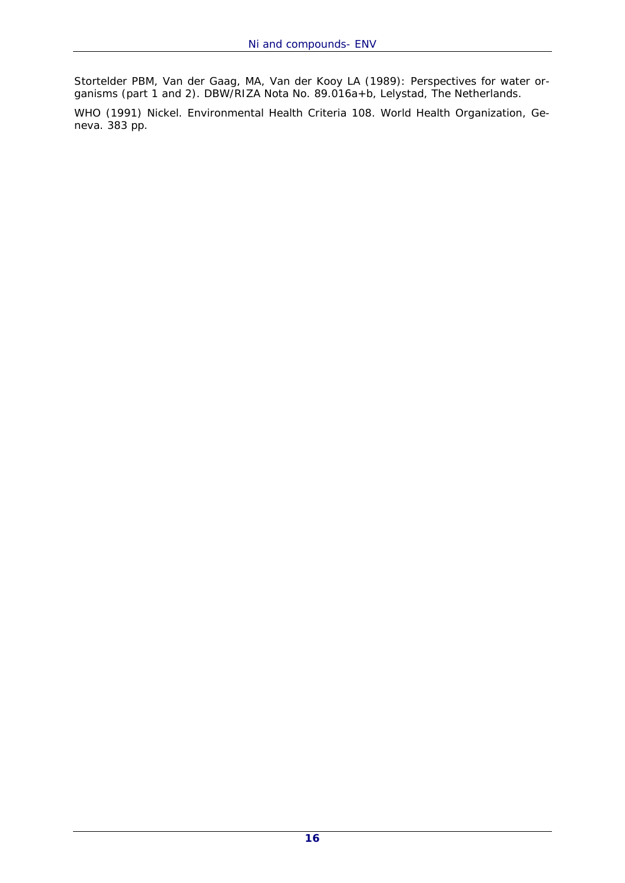Stortelder PBM, Van der Gaag, MA, Van der Kooy LA (1989): Perspectives for water organisms (part 1 and 2). DBW/RIZA Nota No. 89.016a+b, Lelystad, The Netherlands.

WHO (1991) Nickel. Environmental Health Criteria 108. World Health Organization, Geneva. 383 pp.